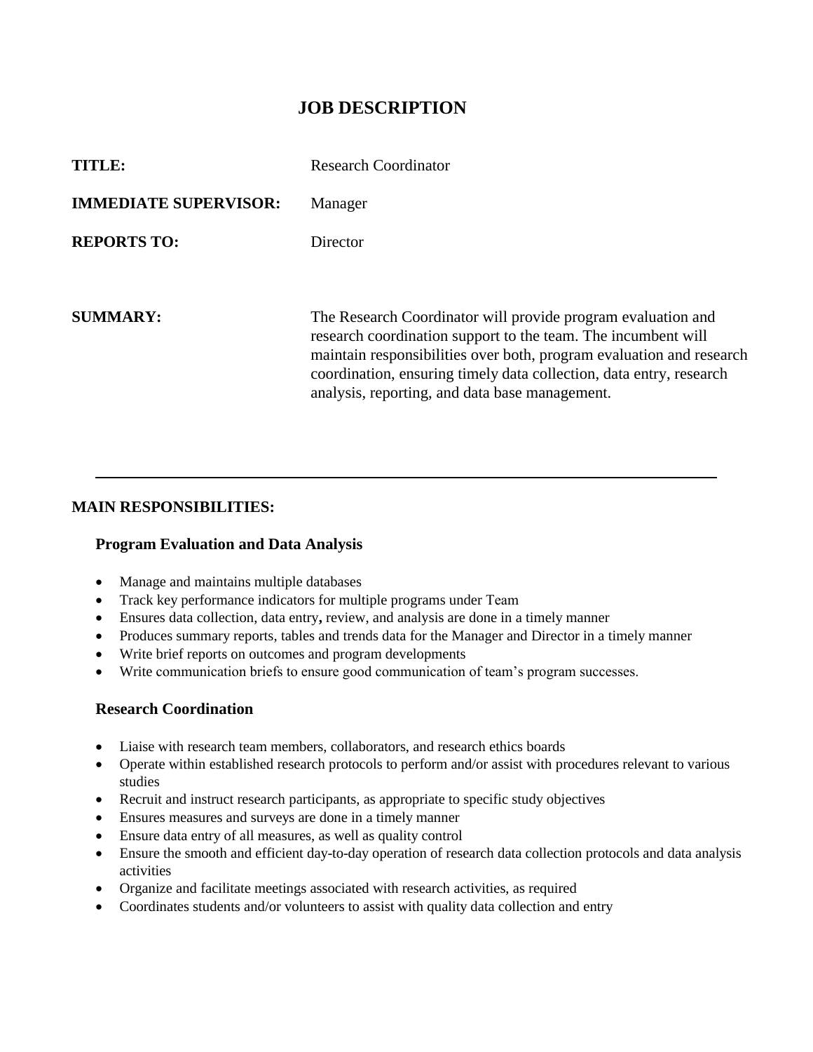# JOB DESCRIPTION

**TITLE:** Research Coordinator

**IMMEDIATE SUPERVISOR:** Manager

**REPORTS TO:** Director

**SUMMARY:** The Research Coordinator will provide program evaluation and research coordination support to the team. The incumbent will maintain responsibilities over both, program evaluation and research coordination, ensuring timely data collection, data entry, research analysis, reporting, and data base management.

---

## MAIN RESPONSIBILITIES:

### Program Evaluation and Data Analysis

- Manage and maintains multiple databases
- Track key performance indicators for multiple programs under Team
- Ensures data collection, data entry**,** review, and analysis are done in a timely manner
- Produces summary reports, tables and trends data for the Manager and Director in a timely manner
- Write brief reports on outcomes and program developments
- Write communication briefs to ensure good communication of team's program successes.

### Research Coordination

- Liaise with research team members, collaborators, and research ethics boards
- Operate within established research protocols to perform and/or assist with procedures relevant to various studies
- Recruit and instruct research participants, as appropriate to specific study objectives
- Ensures measures and surveys are done in a timely manner
- Ensure data entry of all measures, as well as quality control
- Ensure the smooth and efficient day-to-day operation of research data collection protocols and data analysis activities
- Organize and facilitate meetings associated with research activities, as required
- Coordinates students and/or volunteers to assist with quality data collection and entry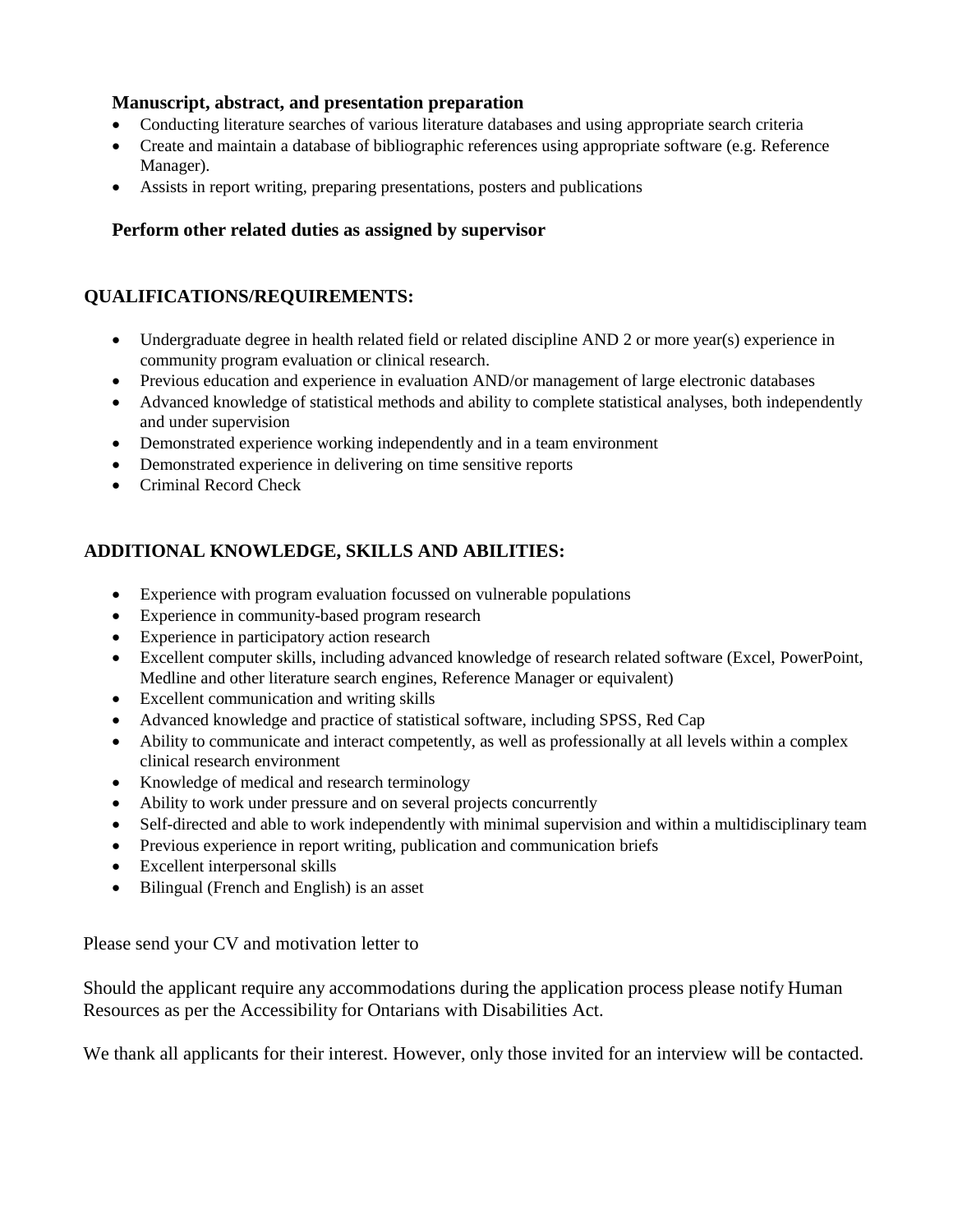**Manuscript, abstract, and presentation preparation**

- Conducting literature searches of various literature databases and using appropriate search criteria
- Create and maintain a database of bibliographic references using appropriate software (e.g. Reference Manager).
- Assists in report writing, preparing presentations, posters and publications

**Perform other related duties as assigned by supervisor**

## QUALIFICATIONS/REQUIREMENTS:

- Undergraduate degree in health related field or related discipline AND 2 or more year(s) experience in community program evaluation or clinical research.
- Previous education and experience in evaluation AND/or management of large electronic databases
- Advanced knowledge of statistical methods and ability to complete statistical analyses, both independently and under supervision
- Demonstrated experience working independently and in a team environment
- Demonstrated experience in delivering on time sensitive reports
- Criminal Record Check

## ADDITIONAL KNOWLEDGE, SKILLS AND ABILITIES:

- Experience with program evaluation focussed on vulnerable populations
- Experience in community-based program research
- Experience in participatory action research
- Excellent computer skills, including advanced knowledge of research related software (Excel, PowerPoint, Medline and other literature search engines, Reference Manager or equivalent)
- Excellent communication and writing skills
- Advanced knowledge and practice of statistical software, including SPSS, Red Cap
- Ability to communicate and interact competently, as well as professionally at all levels within a complex clinical research environment
- Knowledge of medical and research terminology
- Ability to work under pressure and on several projects concurrently
- Self-directed and able to work independently with minimal supervision and within a multidisciplinary team
- Previous experience in report writing, publication and communication briefs
- Excellent interpersonal skills
- Bilingual (French and English) is an asset

Please send your CV and motivation letter to

Should the applicant require any accommodations during the application process please notify Human Resources as per the Accessibility for Ontarians with Disabilities Act.

We thank all applicants for their interest. However, only those invited for an interview will be contacted.